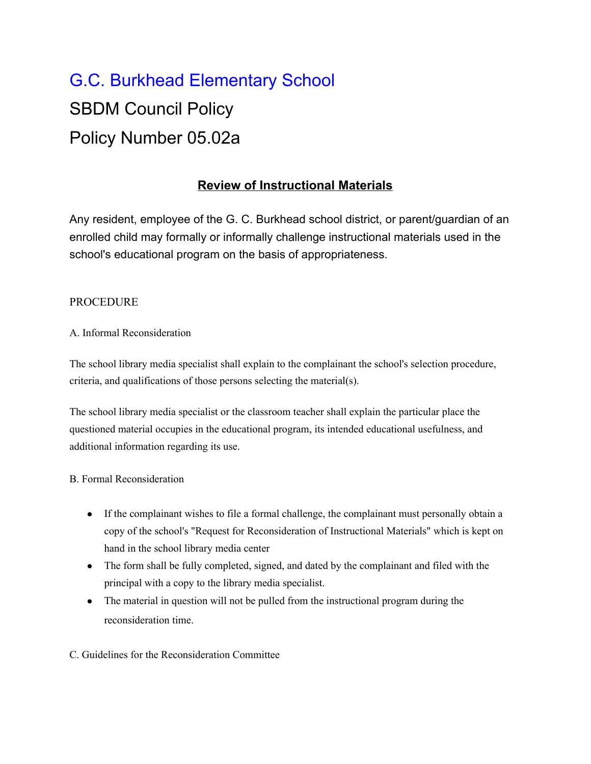# G.C. Burkhead Elementary School

# SBDM Council Policy

# Policy Number 05.02a

## **Review of Instructional Materials**

Any resident, employee of the G. C. Burkhead school district, or parent/guardian of an enrolled child may formally or informally challenge instructional materials used in the school's educational program on the basis of appropriateness.

PROCEDURE

A. Informal Reconsideration

The school library media specialist shall explain to the complainant the school's selection procedure, criteria, and qualifications of those persons selecting the material(s).

The school library media specialist or the classroom teacher shall explain the particular place the questioned material occupies in the educational program, its intended educational usefulness, and additional information regarding its use.

B. Formal Reconsideration

- If the complainant wishes to file a formal challenge, the complainant must personally obtain a copy of the school's "Request for Reconsideration of Instructional Materials" which is kept on hand in the school library media center
- The form shall be fully completed, signed, and dated by the complainant and filed with the principal with a copy to the library media specialist.
- The material in question will not be pulled from the instructional program during the reconsideration time.

C. Guidelines for the Reconsideration Committee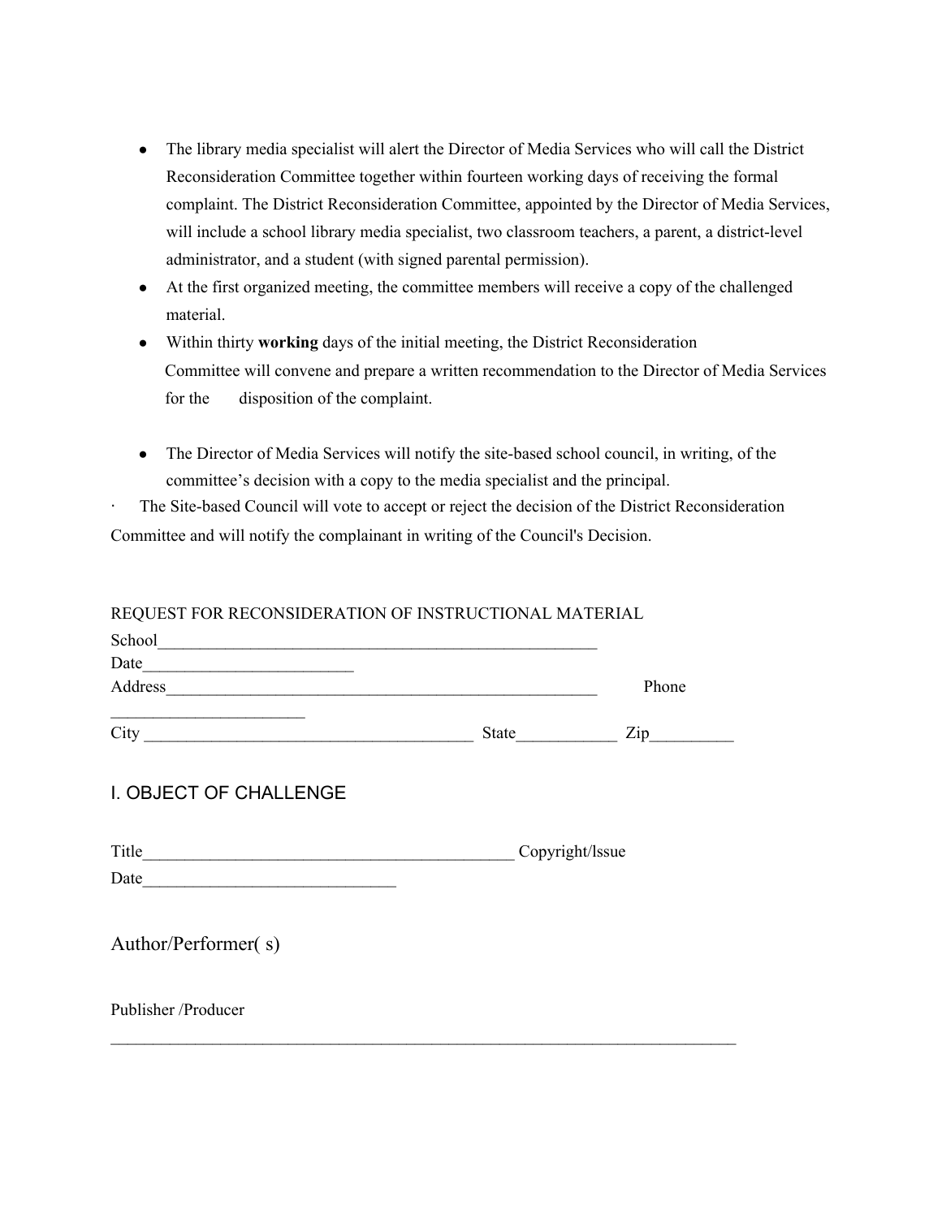- The library media specialist will alert the Director of Media Services who will call the District Reconsideration Committee together within fourteen working days of receiving the formal complaint. The District Reconsideration Committee, appointed by the Director of Media Services, will include a school library media specialist, two classroom teachers, a parent, a district-level administrator, and a student (with signed parental permission).
- At the first organized meeting, the committee members will receive a copy of the challenged material.
- Within thirty **working** days of the initial meeting, the District Reconsideration Committee will convene and prepare a written recommendation to the Director of Media Services for the disposition of the complaint.

- The Director of Media Services will notify the site-based school council, in writing, of the committee's decision with a copy to the media specialist and the principal.

· The Site-based Council will vote to accept or reject the decision of the District Reconsideration Committee and will notify the complainant in writing of the Council's Decision.

REQUEST FOR RECONSIDERATION OF INSTRUCTIONAL MATERIAL

School_______________________________________________________

Date_________________________

Address______________________________________________________ Phone _______________________

City ________________________________________ State____________ Zip__________

## I. OBJECT OF CHALLENGE

Title______________________________________________ Copyright/lssue Date_______________________________

## Author/Performer( s)

Publisher /Producer

_____________________________________________________________________________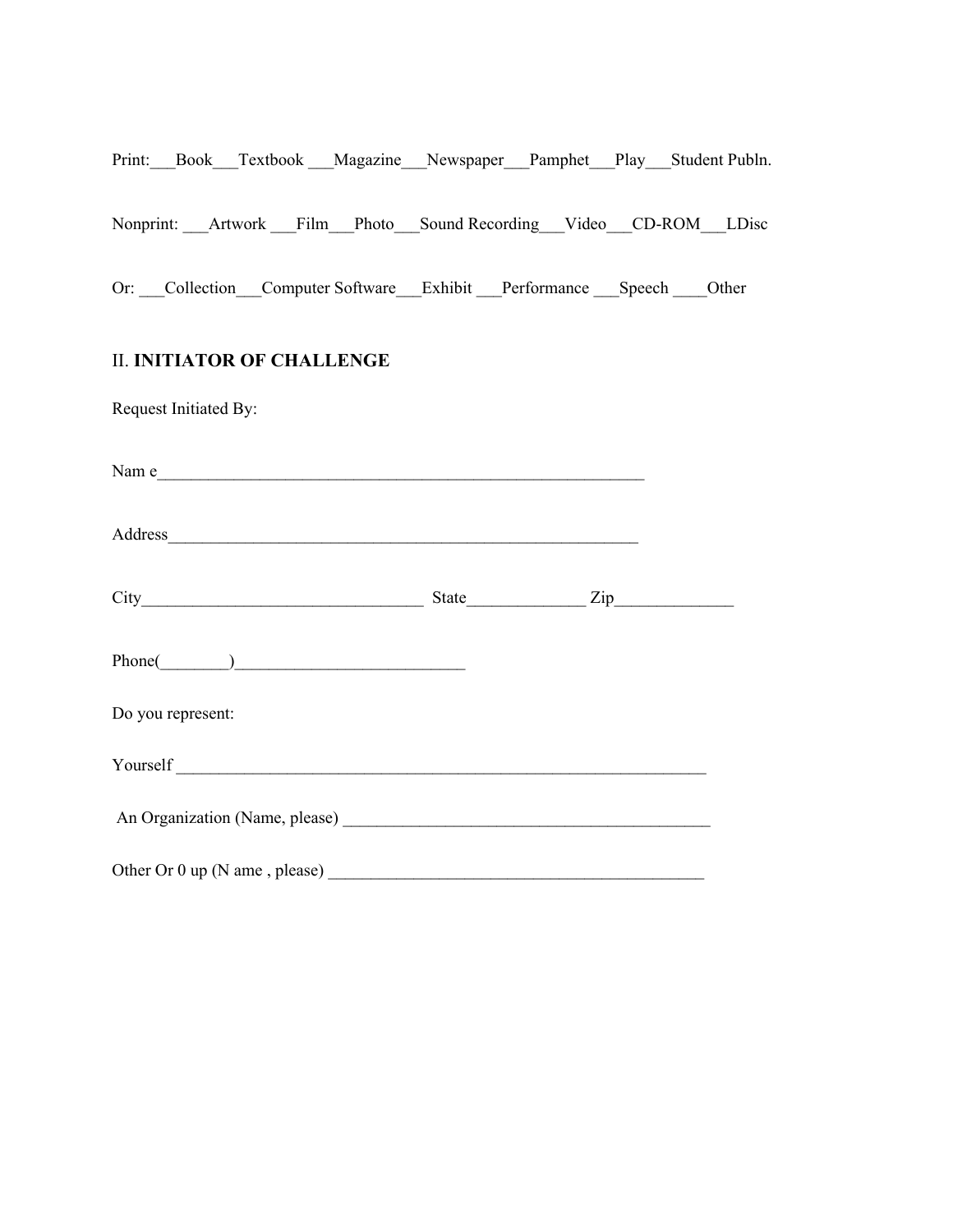Print:___Book___Textbook ___Magazine___Newspaper___Pamphet___Play___Student Publn.

Nonprint: ___Artwork ___Film___Photo___Sound Recording___Video___CD-ROM___LDisc

Or: ___Collection___Computer Software___Exhibit ___Performance ___Speech ____Other

II. **INITIATOR OF CHALLENGE**

Request Initiated By:

Nam e____________________________________________________________

Address__________________________________________________________

City__________________________________ State______________ Zip______________

Phone(________)___________________________

Do you represent:

Yourself _________________________________________________________________

An Organization (Name, please) ____________________________________________

Other Or 0 up (N ame , please) _____________________________________________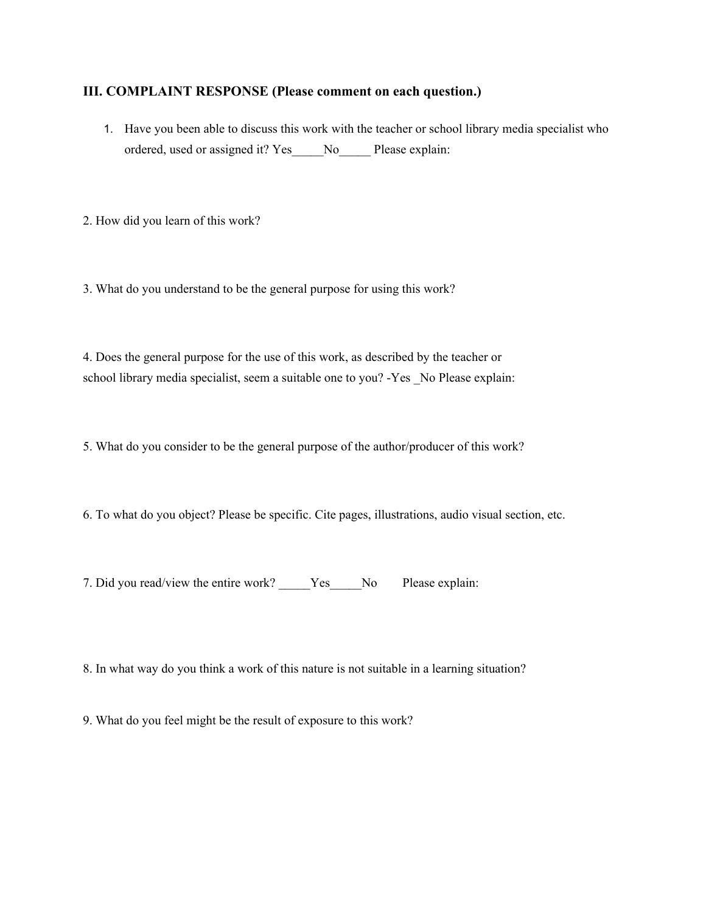### III. COMPLAINT RESPONSE (Please comment on each question.)

1. Have you been able to discuss this work with the teacher or school library media specialist who ordered, used or assigned it? Yes_____No_____ Please explain:

2. How did you learn of this work?

3. What do you understand to be the general purpose for using this work?

4. Does the general purpose for the use of this work, as described by the teacher or school library media specialist, seem a suitable one to you? -Yes _No Please explain:

5. What do you consider to be the general purpose of the author/producer of this work?

6. To what do you object? Please be specific. Cite pages, illustrations, audio visual section, etc.

7. Did you read/view the entire work? _____Yes_____No Please explain:

8. In what way do you think a work of this nature is not suitable in a learning situation?

9. What do you feel might be the result of exposure to this work?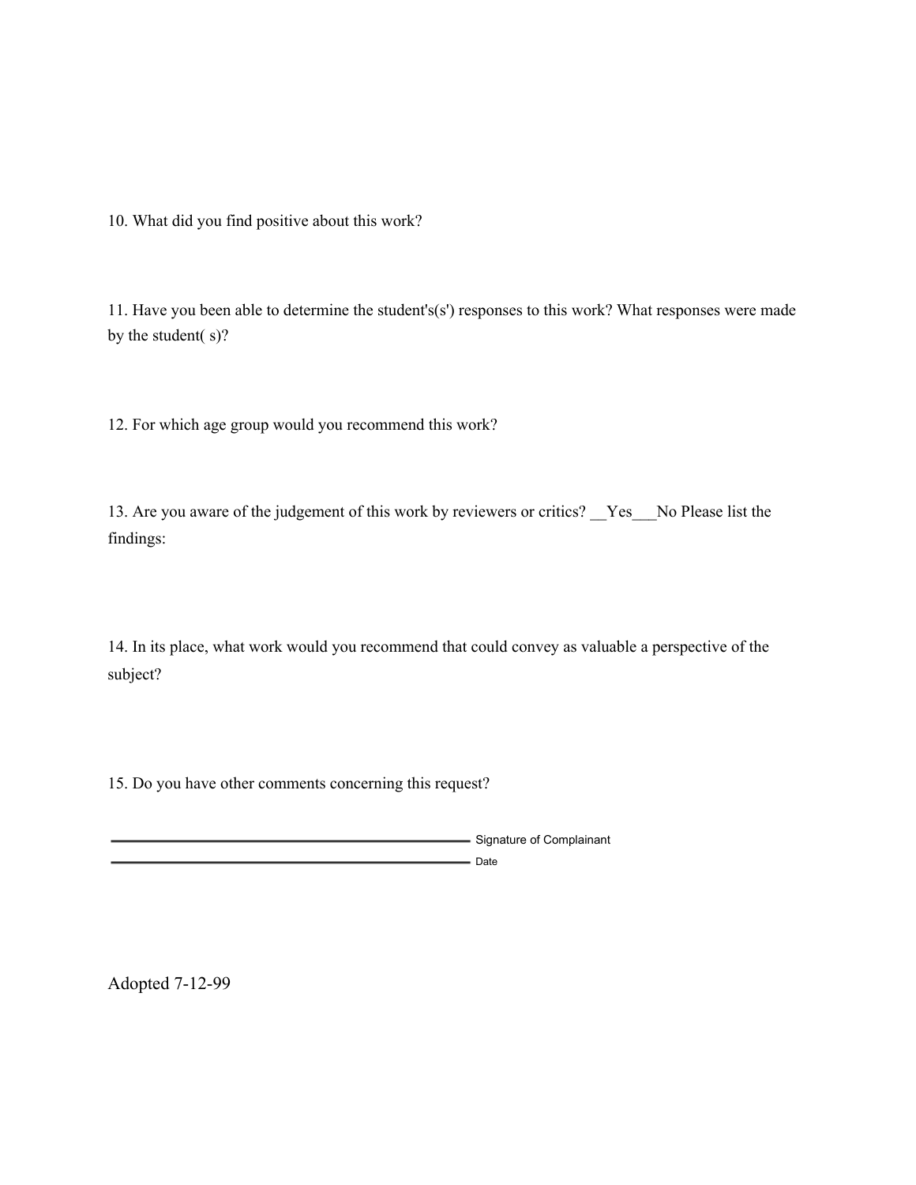10. What did you find positive about this work?

11. Have you been able to determine the student's(s') responses to this work? What responses were made by the student( s)?

12. For which age group would you recommend this work?

13. Are you aware of the judgement of this work by reviewers or critics? __Yes___No Please list the findings:

14. In its place, what work would you recommend that could convey as valuable a perspective of the subject?

15. Do you have other comments concerning this request?

______________________________ Signature of Complainant

______________________________ Date

Adopted 7-12-99